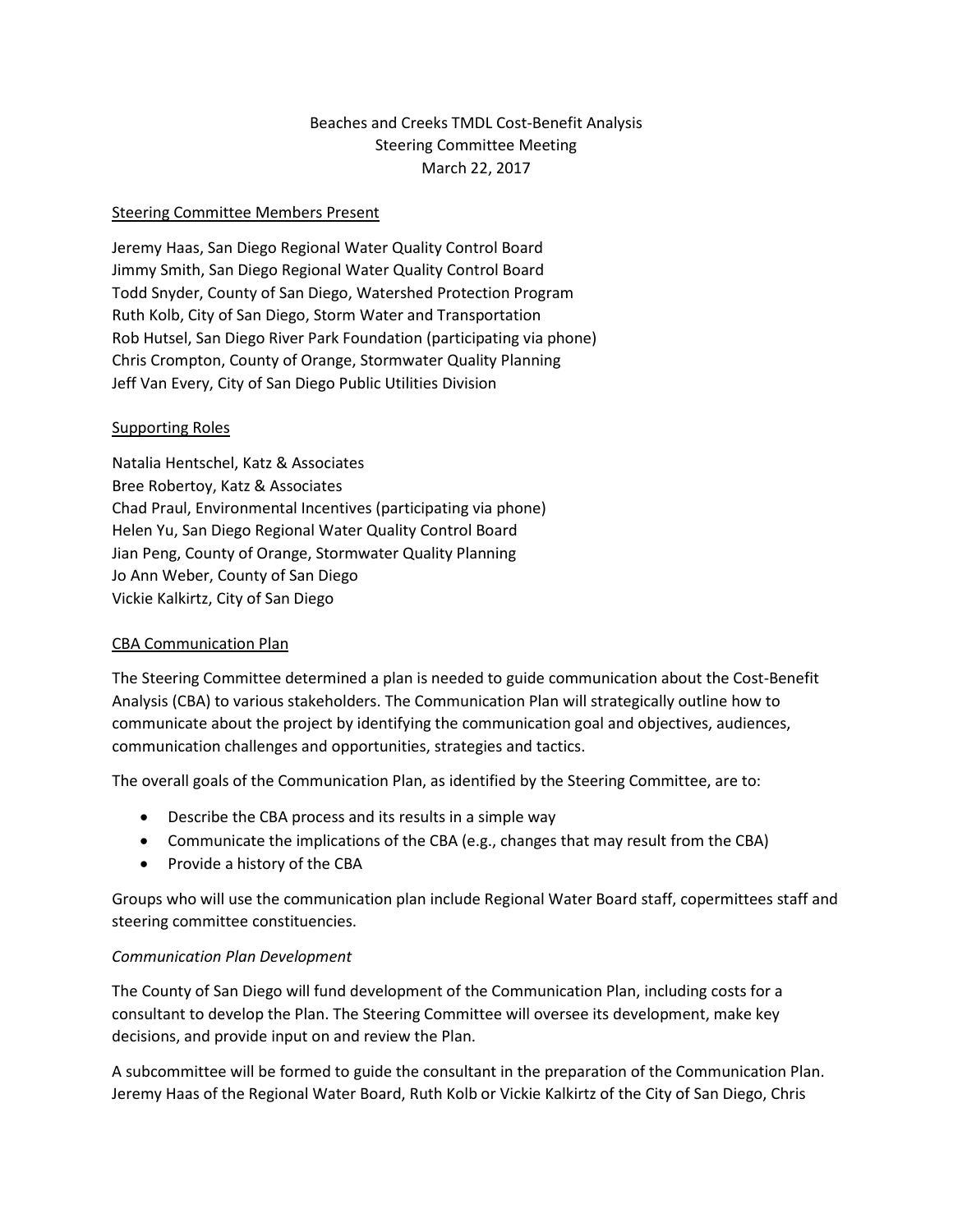# Beaches and Creeks TMDL Cost-Benefit Analysis
## Steering Committee Meeting
### March 22, 2017

Steering Committee Members Present

Jeremy Haas, San Diego Regional Water Quality Control Board
Jimmy Smith, San Diego Regional Water Quality Control Board
Todd Snyder, County of San Diego, Watershed Protection Program
Ruth Kolb, City of San Diego, Storm Water and Transportation
Rob Hutsel, San Diego River Park Foundation (participating via phone)
Chris Crompton, County of Orange, Stormwater Quality Planning
Jeff Van Every, City of San Diego Public Utilities Division

Supporting Roles

Natalia Hentschel, Katz & Associates
Bree Robertoy, Katz & Associates
Chad Praul, Environmental Incentives (participating via phone)
Helen Yu, San Diego Regional Water Quality Control Board
Jian Peng, County of Orange, Stormwater Quality Planning
Jo Ann Weber, County of San Diego
Vickie Kalkirtz, City of San Diego

CBA Communication Plan

The Steering Committee determined a plan is needed to guide communication about the Cost-Benefit Analysis (CBA) to various stakeholders. The Communication Plan will strategically outline how to communicate about the project by identifying the communication goal and objectives, audiences, communication challenges and opportunities, strategies and tactics.

The overall goals of the Communication Plan, as identified by the Steering Committee, are to:

- Describe the CBA process and its results in a simple way
- Communicate the implications of the CBA (e.g., changes that may result from the CBA)
- Provide a history of the CBA

Groups who will use the communication plan include Regional Water Board staff, copermittees staff and steering committee constituencies.

*Communication Plan Development*

The County of San Diego will fund development of the Communication Plan, including costs for a consultant to develop the Plan. The Steering Committee will oversee its development, make key decisions, and provide input on and review the Plan.

A subcommittee will be formed to guide the consultant in the preparation of the Communication Plan. Jeremy Haas of the Regional Water Board, Ruth Kolb or Vickie Kalkirtz of the City of San Diego, Chris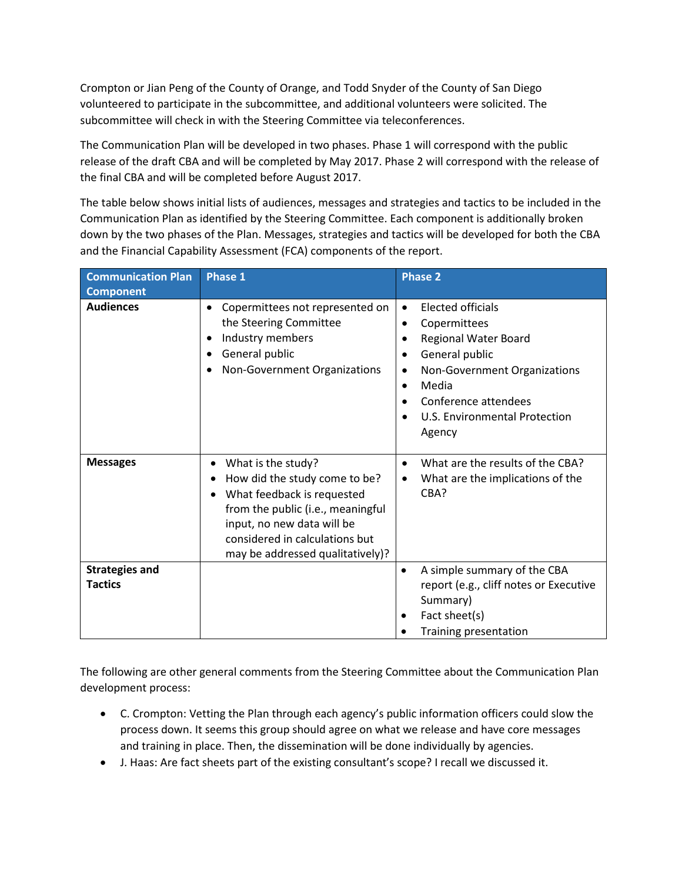Crompton or Jian Peng of the County of Orange, and Todd Snyder of the County of San Diego volunteered to participate in the subcommittee, and additional volunteers were solicited. The subcommittee will check in with the Steering Committee via teleconferences.

The Communication Plan will be developed in two phases. Phase 1 will correspond with the public release of the draft CBA and will be completed by May 2017. Phase 2 will correspond with the release of the final CBA and will be completed before August 2017.

The table below shows initial lists of audiences, messages and strategies and tactics to be included in the Communication Plan as identified by the Steering Committee. Each component is additionally broken down by the two phases of the Plan. Messages, strategies and tactics will be developed for both the CBA and the Financial Capability Assessment (FCA) components of the report.

| Communication Plan Component | Phase 1 | Phase 2 |
|---|---|---|
| **Audiences** | • Copermittees not represented on the Steering Committee<br>• Industry members<br>• General public<br>• Non-Government Organizations | • Elected officials<br>• Copermittees<br>• Regional Water Board<br>• General public<br>• Non-Government Organizations<br>• Media<br>• Conference attendees<br>• U.S. Environmental Protection Agency |
| **Messages** | • What is the study?<br>• How did the study come to be?<br>• What feedback is requested from the public (i.e., meaningful input, no new data will be considered in calculations but may be addressed qualitatively)? | • What are the results of the CBA?<br>• What are the implications of the CBA? |
| **Strategies and Tactics** | | • A simple summary of the CBA report (e.g., cliff notes or Executive Summary)<br>• Fact sheet(s)<br>• Training presentation |

The following are other general comments from the Steering Committee about the Communication Plan development process:

- C. Crompton: Vetting the Plan through each agency's public information officers could slow the process down. It seems this group should agree on what we release and have core messages and training in place. Then, the dissemination will be done individually by agencies.
- J. Haas: Are fact sheets part of the existing consultant's scope? I recall we discussed it.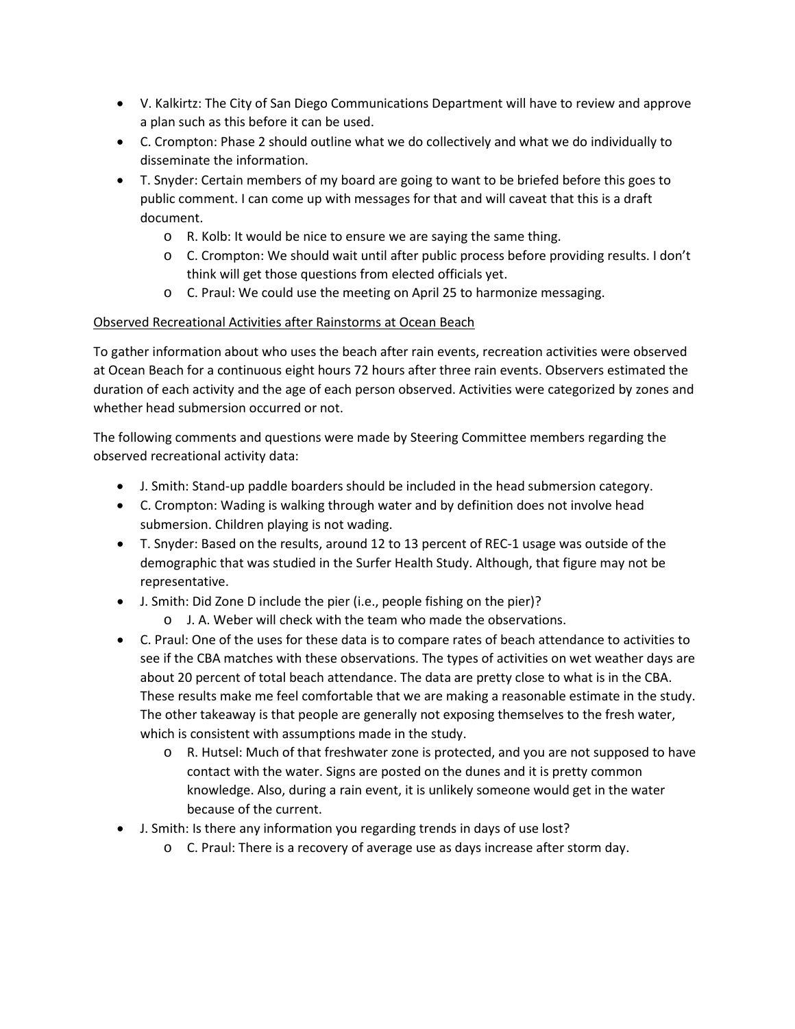- V. Kalkirtz: The City of San Diego Communications Department will have to review and approve a plan such as this before it can be used.
- C. Crompton: Phase 2 should outline what we do collectively and what we do individually to disseminate the information.
- T. Snyder: Certain members of my board are going to want to be briefed before this goes to public comment. I can come up with messages for that and will caveat that this is a draft document.
    - R. Kolb: It would be nice to ensure we are saying the same thing.
    - C. Crompton: We should wait until after public process before providing results. I don't think will get those questions from elected officials yet.
    - C. Praul: We could use the meeting on April 25 to harmonize messaging.

<u>Observed Recreational Activities after Rainstorms at Ocean Beach</u>

To gather information about who uses the beach after rain events, recreation activities were observed at Ocean Beach for a continuous eight hours 72 hours after three rain events. Observers estimated the duration of each activity and the age of each person observed. Activities were categorized by zones and whether head submersion occurred or not.

The following comments and questions were made by Steering Committee members regarding the observed recreational activity data:

- J. Smith: Stand-up paddle boarders should be included in the head submersion category.
- C. Crompton: Wading is walking through water and by definition does not involve head submersion. Children playing is not wading.
- T. Snyder: Based on the results, around 12 to 13 percent of REC-1 usage was outside of the demographic that was studied in the Surfer Health Study. Although, that figure may not be representative.
- J. Smith: Did Zone D include the pier (i.e., people fishing on the pier)?
    - J. A. Weber will check with the team who made the observations.
- C. Praul: One of the uses for these data is to compare rates of beach attendance to activities to see if the CBA matches with these observations. The types of activities on wet weather days are about 20 percent of total beach attendance. The data are pretty close to what is in the CBA. These results make me feel comfortable that we are making a reasonable estimate in the study. The other takeaway is that people are generally not exposing themselves to the fresh water, which is consistent with assumptions made in the study.
    - R. Hutsel: Much of that freshwater zone is protected, and you are not supposed to have contact with the water. Signs are posted on the dunes and it is pretty common knowledge. Also, during a rain event, it is unlikely someone would get in the water because of the current.
- J. Smith: Is there any information you regarding trends in days of use lost?
    - C. Praul: There is a recovery of average use as days increase after storm day.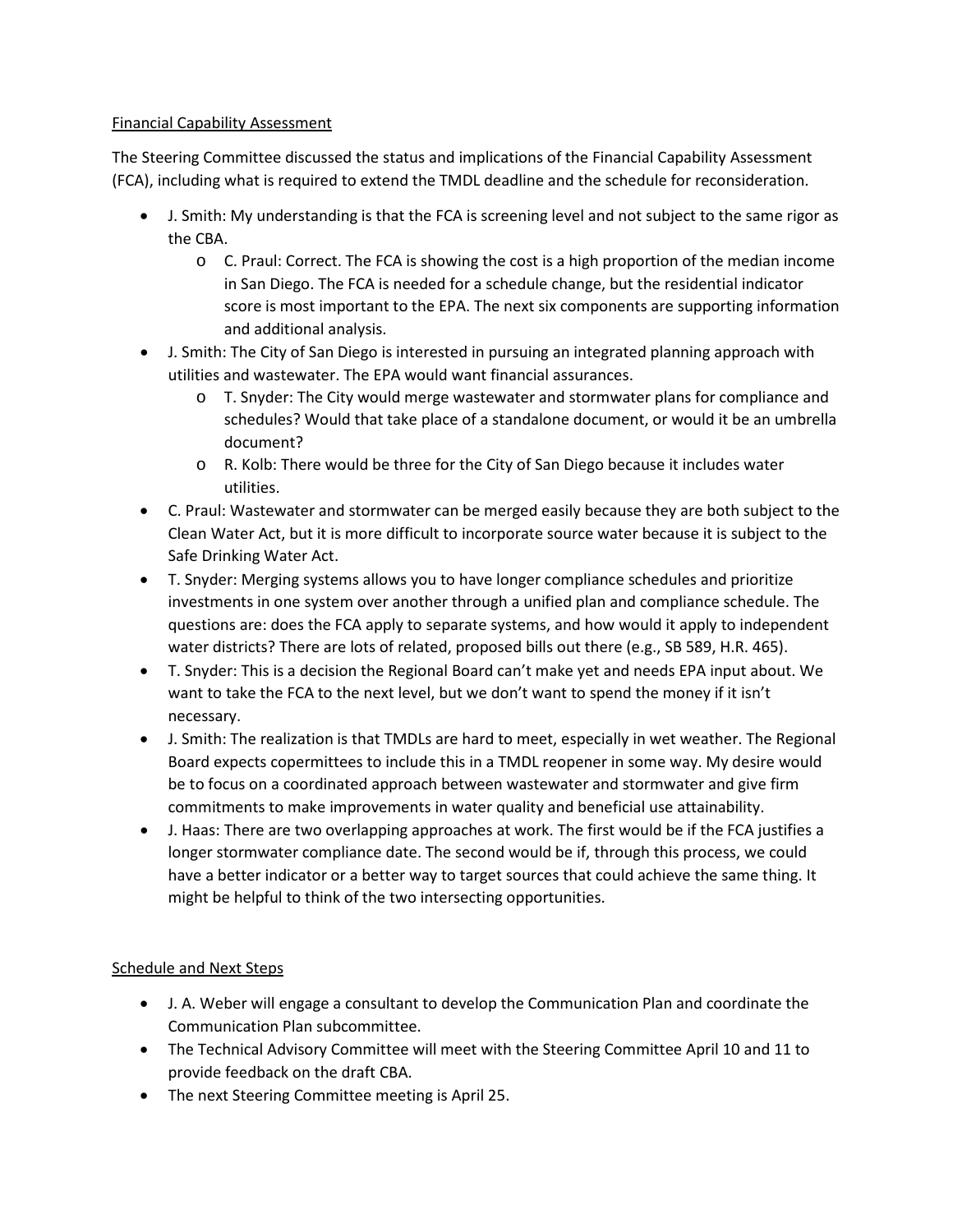## Financial Capability Assessment

The Steering Committee discussed the status and implications of the Financial Capability Assessment (FCA), including what is required to extend the TMDL deadline and the schedule for reconsideration.

- J. Smith: My understanding is that the FCA is screening level and not subject to the same rigor as the CBA.
  - C. Praul: Correct. The FCA is showing the cost is a high proportion of the median income in San Diego. The FCA is needed for a schedule change, but the residential indicator score is most important to the EPA. The next six components are supporting information and additional analysis.
- J. Smith: The City of San Diego is interested in pursuing an integrated planning approach with utilities and wastewater. The EPA would want financial assurances.
  - T. Snyder: The City would merge wastewater and stormwater plans for compliance and schedules? Would that take place of a standalone document, or would it be an umbrella document?
  - R. Kolb: There would be three for the City of San Diego because it includes water utilities.
- C. Praul: Wastewater and stormwater can be merged easily because they are both subject to the Clean Water Act, but it is more difficult to incorporate source water because it is subject to the Safe Drinking Water Act.
- T. Snyder: Merging systems allows you to have longer compliance schedules and prioritize investments in one system over another through a unified plan and compliance schedule. The questions are: does the FCA apply to separate systems, and how would it apply to independent water districts? There are lots of related, proposed bills out there (e.g., SB 589, H.R. 465).
- T. Snyder: This is a decision the Regional Board can't make yet and needs EPA input about. We want to take the FCA to the next level, but we don't want to spend the money if it isn't necessary.
- J. Smith: The realization is that TMDLs are hard to meet, especially in wet weather. The Regional Board expects copermittees to include this in a TMDL reopener in some way. My desire would be to focus on a coordinated approach between wastewater and stormwater and give firm commitments to make improvements in water quality and beneficial use attainability.
- J. Haas: There are two overlapping approaches at work. The first would be if the FCA justifies a longer stormwater compliance date. The second would be if, through this process, we could have a better indicator or a better way to target sources that could achieve the same thing. It might be helpful to think of the two intersecting opportunities.

## Schedule and Next Steps

- J. A. Weber will engage a consultant to develop the Communication Plan and coordinate the Communication Plan subcommittee.
- The Technical Advisory Committee will meet with the Steering Committee April 10 and 11 to provide feedback on the draft CBA.
- The next Steering Committee meeting is April 25.